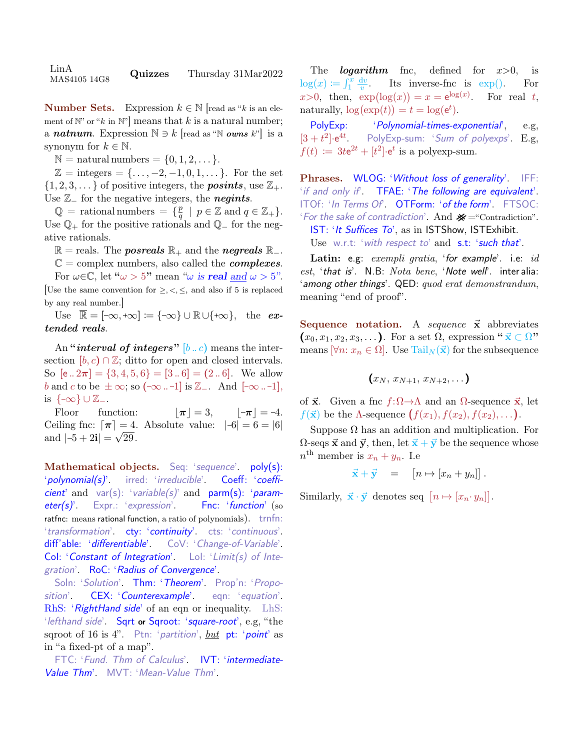LinA MAS4105 14G8 **Quizzes** Thursday 31Mar2022

**Number Sets.** Expression $k \in \mathbb{N}$ [read as "$k$ is an element of $\mathbb{N}$" or "$k$ in $\mathbb{N}$"] means that $k$ is a natural number; a ***natnum***. Expression $\mathbb{N} \ni k$ [read as "$\mathbb{N}$ ***owns*** $k$"] is a synonym for $k \in \mathbb{N}$.

$\mathbb{N}$ = natural numbers = $\{0, 1, 2, \dots\}$.

$\mathbb{Z}$ = integers = $\{\dots, -2, -1, 0, 1, \dots\}$. For the set $\{1, 2, 3, \dots\}$ of positive integers, the ***posints***, use $\mathbb{Z}_+$. Use $\mathbb{Z}_-$ for the negative integers, the ***negints***.

$\mathbb{Q}$ = rational numbers = $\{\frac{p}{q} \mid p \in \mathbb{Z} \text{ and } q \in \mathbb{Z}_+\}$. Use $\mathbb{Q}_+$ for the positive rationals and $\mathbb{Q}_-$ for the negative rationals.

$\mathbb{R}$ = reals. The ***posreals*** $\mathbb{R}_+$ and the ***negreals*** $\mathbb{R}_-$.

$\mathbb{C}$ = complex numbers, also called the ***complexes***.

For $\omega \in \mathbb{C}$, let "$\omega > 5$" mean "$\omega$ *is* ***real*** and $\omega > 5$". [Use the same convention for $\geq, <, \leq$, and also if 5 is replaced by any real number.]

Use $\overline{\mathbb{R}} = [-\infty, +\infty] := \{-\infty\} \cup \mathbb{R} \cup \{+\infty\}$, the ***extended reals***.

An "***interval of integers***" $[b \,..\, c)$ means the intersection $[b, c) \cap \mathbb{Z}$; ditto for open and closed intervals. So $[\mathrm{e} \,..\, 2\pi] = \{3, 4, 5, 6\} = [3 \,..\, 6] = (2 \,..\, 6]$. We allow $b$ and $c$ to be $\pm\infty$; so $(-\infty \,..\, -1]$ is $\mathbb{Z}_-$. And $[-\infty \,..\, -1]$, is $\{-\infty\} \cup \mathbb{Z}_-$.

Floor function: $\lfloor \pi \rfloor = 3$, $\lfloor -\pi \rfloor = -4$. Ceiling fnc: $\lceil \pi \rceil = 4$. Absolute value: $|-6| = 6 = |6|$ and $|-5 + 2\mathbf{i}| = \sqrt{29}$.

**Mathematical objects.** Seq: '*sequence*'. poly(s): '*polynomial(s)*'. irred: '*irreducible*'. Coeff: '*coefficient*' and var(s): '*variable(s)*' and parm(s): '*parameter(s)*'. Expr.: '*expression*'. Fnc: '*function*' (so ratfnc: means rational function, a ratio of polynomials). trnfn: '*transformation*'. cty: '*continuity*'. cts: '*continuous*'. diff'able: '*differentiable*'. CoV: '*Change-of-Variable*'. CoI: '*Constant of Integration*'. LoI: '*Limit(s) of Integration*'. RoC: '*Radius of Convergence*'.

Soln: '*Solution*'. Thm: '*Theorem*'. Prop'n: '*Proposition*'. CEX: '*Counterexample*'. eqn: '*equation*'. RhS: '*RightHand side*' of an eqn or inequality. LhS: '*lefthand side*'. Sqrt or Sqroot: '*square-root*', e.g, "the sqroot of 16 is 4". Ptn: '*partition*', <u>*but*</u> pt: '*point*' as in "a fixed-pt of a map".

FTC: '*Fund. Thm of Calculus*'. IVT: '*intermediate-Value Thm*'. MVT: '*Mean-Value Thm*'.

The ***logarithm*** fnc, defined for $x>0$, is $\log(x) := \int_1^x \frac{\mathrm{d}v}{v}$. Its inverse-fnc is $\exp()$. For $x>0$, then, $\exp(\log(x)) = x = \mathrm{e}^{\log(x)}$. For real $t$, naturally, $\log(\exp(t)) = t = \log(\mathrm{e}^t)$.

PolyExp: '*Polynomial-times-exponential*', e.g, $[3 + t^2] \cdot \mathrm{e}^{4t}$. PolyExp-sum: '*Sum of polyexps*'. E.g, $f(t) := 3t\mathrm{e}^{2t} + [t^2] \cdot \mathrm{e}^t$ is a polyexp-sum.

**Phrases.** WLOG: '*Without loss of generality*'. IFF: '*if and only if*'. TFAE: '*The following are equivalent*'. ITOf: '*In Terms Of*'. OTForm: '*of the form*'. FTSOC: '*For the sake of contradiction*'. And ※ ="Contradiction".

IST: '*It Suffices To*', as in ISTShow, ISTExhibit.

Use w.r.t: '*with respect to*' and s.t: '*such that*'.

**Latin:** e.g: *exempli gratia*, '*for example*'. i.e: *id est*, '*that is*'. N.B: *Nota bene*, '*Note well*'. inter alia: '*among other things*'. QED: *quod erat demonstrandum*, meaning "end of proof".

**Sequence notation.** A *sequence* $\vec{\mathbf{x}}$ abbreviates $(x_0, x_1, x_2, x_3, \dots)$. For a set $\Omega$, expression "$\vec{\mathbf{x}} \subset \Omega$" means $[\forall n\colon x_n \in \Omega]$. Use $\mathrm{Tail}_N(\vec{\mathbf{x}})$ for the subsequence

$$(x_N, x_{N+1}, x_{N+2}, \dots)$$

of $\vec{\mathbf{x}}$. Given a fnc $f\colon\Omega \to \Lambda$ and an $\Omega$-sequence $\vec{\mathbf{x}}$, let $f(\vec{\mathbf{x}})$ be the $\Lambda$-sequence $(f(x_1), f(x_2), f(x_2), \dots)$.

Suppose $\Omega$ has an addition and multiplication. For $\Omega$-seqs $\vec{\mathbf{x}}$ and $\vec{\mathbf{y}}$, then, let $\vec{\mathbf{x}} + \vec{\mathbf{y}}$ be the sequence whose $n^{\text{th}}$ member is $x_n + y_n$. I.e

$$\vec{\mathbf{x}} + \vec{\mathbf{y}} \quad = \quad [n \mapsto [x_n + y_n]] \,.$$

Similarly, $\vec{\mathbf{x}} \cdot \vec{\mathbf{y}}$ denotes seq $[n \mapsto [x_n \cdot y_n]]$.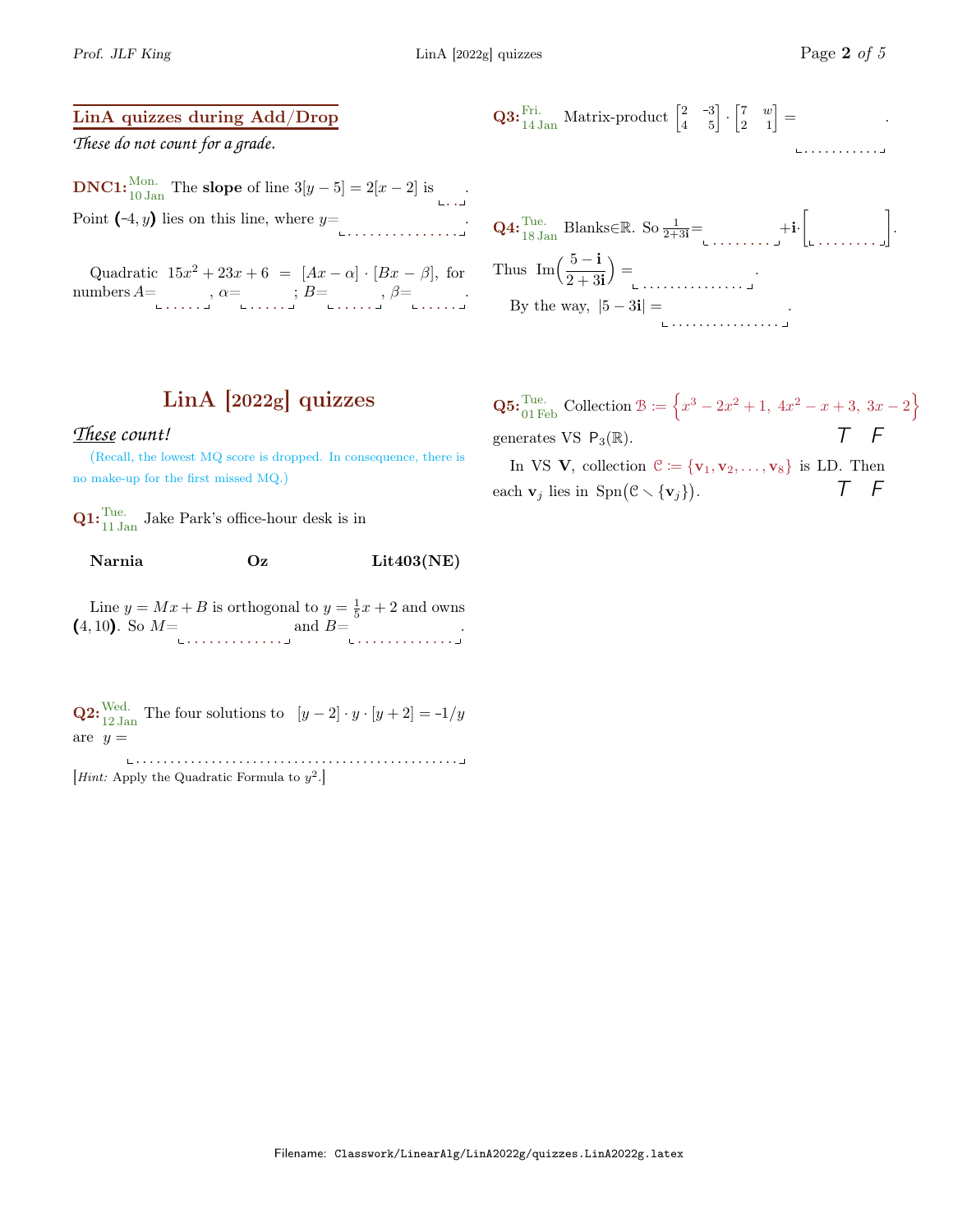## LinA quizzes during Add/Drop

*These do not count for a grade.*

**DNC1:** Mon. 10 Jan The **slope** of line $3[y-5] = 2[x-2]$ is ___.
Point $(-4, y)$ lies on this line, where $y=$ ___.

Quadratic $15x^2 + 23x + 6 = [Ax - \alpha] \cdot [Bx - \beta]$, for numbers $A=$ ___, $\alpha=$ ___; $B=$ ___, $\beta=$ ___.

## LinA [2022g] quizzes

*These count!*

(Recall, the lowest MQ score is dropped. In consequence, there is no make-up for the first missed MQ.)

**Q1:** Tue. 11 Jan Jake Park's office-hour desk is in

**Narnia** **Oz** **Lit403(NE)**

Line $y = Mx + B$ is orthogonal to $y = \frac{1}{5}x + 2$ and owns $(4, 10)$. So $M=$ ___ and $B=$ ___.

**Q2:** Wed. 12 Jan The four solutions to $[y-2] \cdot y \cdot [y+2] = -1/y$ are $y=$ ___

[*Hint:* Apply the Quadratic Formula to $y^2$.]

**Q3:** Fri. 14 Jan Matrix-product $\begin{bmatrix} 2 & -3 \\ 4 & 5 \end{bmatrix} \cdot \begin{bmatrix} 7 & w \\ 2 & 1 \end{bmatrix} =$ ___.

**Q4:** Tue. 18 Jan Blanks$\in\mathbb{R}$. So $\frac{1}{2+3\mathbf{i}} =$ ___ $+\mathbf{i}\cdot\Big[$ ___ $\Big]$.

Thus $\operatorname{Im}\Big(\dfrac{5-\mathbf{i}}{2+3\mathbf{i}}\Big) =$ ___.

By the way, $|5 - 3\mathbf{i}| =$ ___.

**Q5:** Tue. 01 Feb Collection $\mathcal{B} := \Big\{x^3 - 2x^2 + 1,\ 4x^2 - x + 3,\ 3x - 2\Big\}$ generates VS $\mathsf{P}_3(\mathbb{R})$. *T* *F*

In VS $\mathbf{V}$, collection $\mathcal{C} := \{\mathbf{v}_1, \mathbf{v}_2, \ldots, \mathbf{v}_8\}$ is LD. Then each $\mathbf{v}_j$ lies in $\operatorname{Spn}(\mathcal{C} \setminus \{\mathbf{v}_j\})$. *T* *F*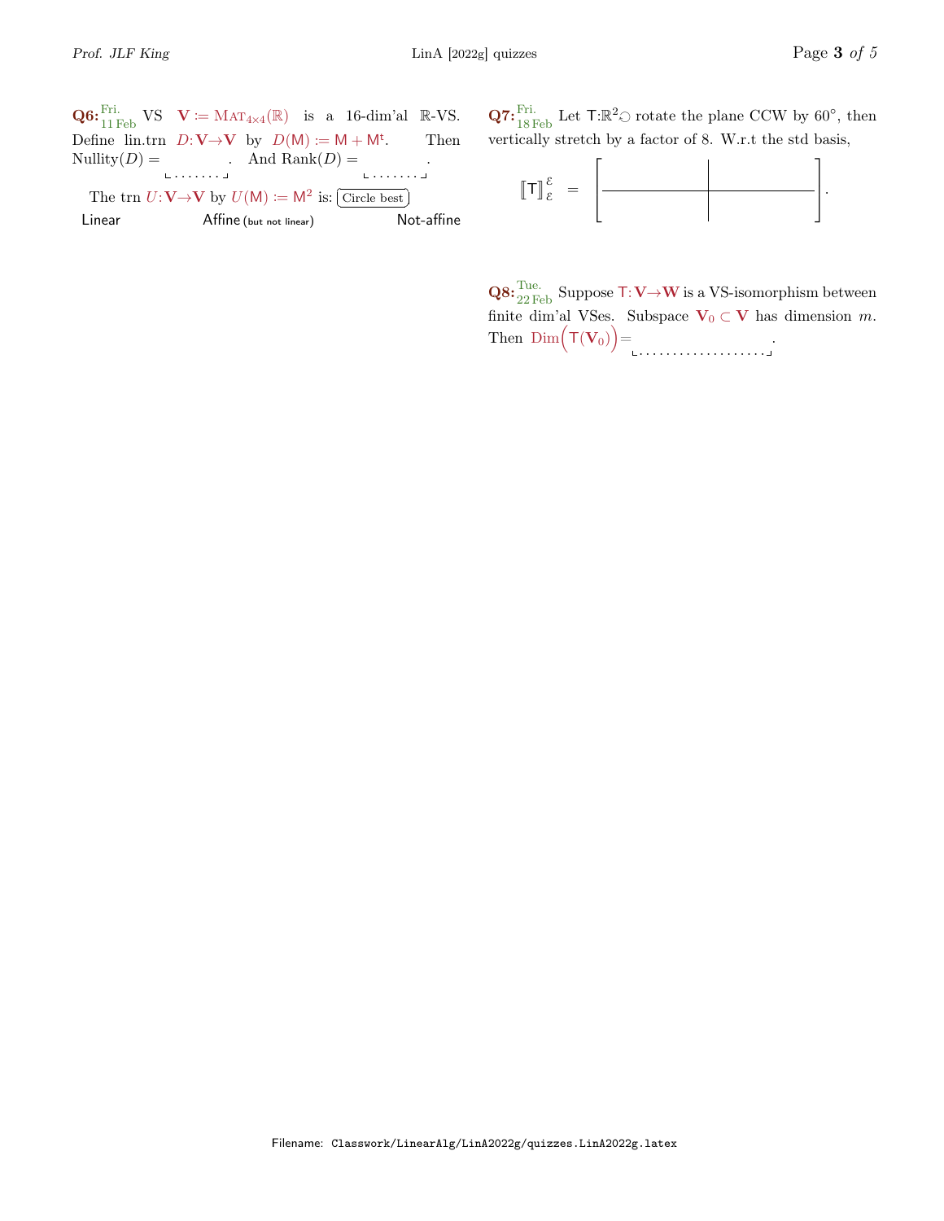**Q6:** Fri. 11 Feb VS $\mathbf{V} := \mathrm{MAT}_{4\times 4}(\mathbb{R})$ is a 16-dim'al $\mathbb{R}$-VS. Define lin.trn $D\colon \mathbf{V}\to\mathbf{V}$ by $D(\mathsf{M}) := \mathsf{M} + \mathsf{M}^{\mathsf{t}}$. Then Nullity$(D) =$ ________ . And Rank$(D) =$ ________ .

The trn $U\colon \mathbf{V}\to\mathbf{V}$ by $U(\mathsf{M}) := \mathsf{M}^2$ is: (Circle best)

Linear &nbsp;&nbsp;&nbsp;&nbsp; Affine (but not linear) &nbsp;&nbsp;&nbsp;&nbsp; Not-affine

**Q7:** Fri. 18 Feb Let $\mathsf{T}\colon\mathbb{R}^2 \circlearrowleft$ rotate the plane CCW by $60°$, then vertically stretch by a factor of 8. W.r.t the std basis,

$$[\![\mathsf{T}]\!]^{\mathcal{E}}_{\mathcal{E}} = \begin{bmatrix} \quad & \quad \\ \quad & \quad \end{bmatrix}.$$

**Q8:** Tue. 22 Feb Suppose $\mathsf{T}\colon \mathbf{V}\to\mathbf{W}$ is a VS-isomorphism between finite dim'al VSes. Subspace $\mathbf{V}_0 \subset \mathbf{V}$ has dimension $m$. Then $\mathrm{Dim}\big(\mathsf{T}(\mathbf{V}_0)\big) =$ ____________________ .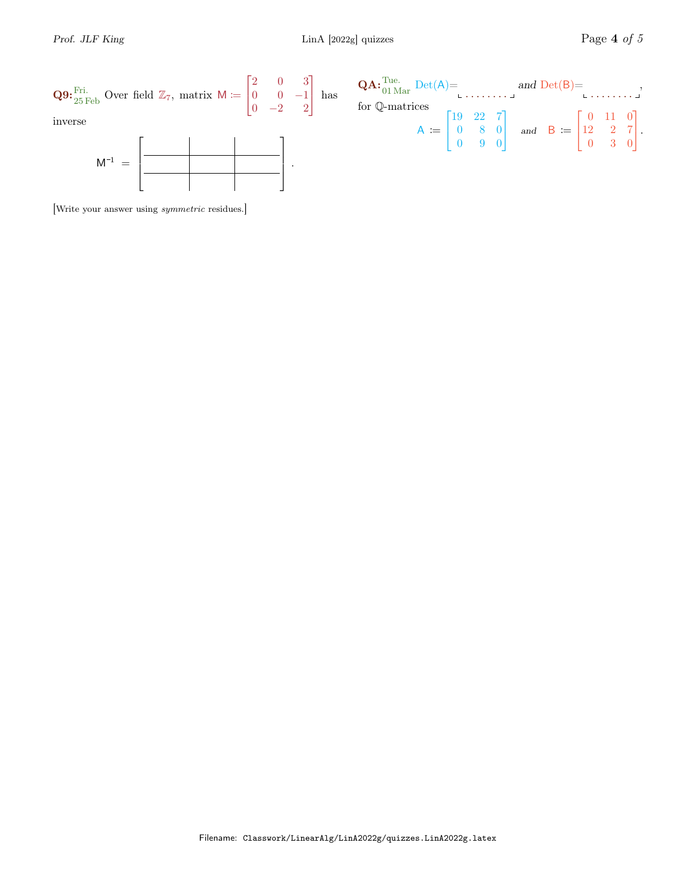**Q9:** Fri. 25 Feb Over field $\mathbb{Z}_7$, matrix $\mathsf{M} := \begin{bmatrix} 2 & 0 & 3 \\ 0 & 0 & -1 \\ 0 & -2 & 2 \end{bmatrix}$ has inverse

$$\mathsf{M}^{-1} = \begin{bmatrix} \phantom{00} & \phantom{00} & \phantom{00} \\ \phantom{00} & \phantom{00} & \phantom{00} \\ \phantom{00} & \phantom{00} & \phantom{00} \end{bmatrix}.$$

[Write your answer using *symmetric* residues.]

**QA:** Tue. 01 Mar Det(A)= ⌞ . . . . . . . . ⌟ *and* Det(B)= ⌞ . . . . . . . . ⌟, for $\mathbb{Q}$-matrices

$$\mathsf{A} := \begin{bmatrix} 19 & 22 & 7 \\ 0 & 8 & 0 \\ 0 & 9 & 0 \end{bmatrix} \quad \textit{and} \quad \mathsf{B} := \begin{bmatrix} 0 & 11 & 0 \\ 12 & 2 & 7 \\ 0 & 3 & 0 \end{bmatrix}.$$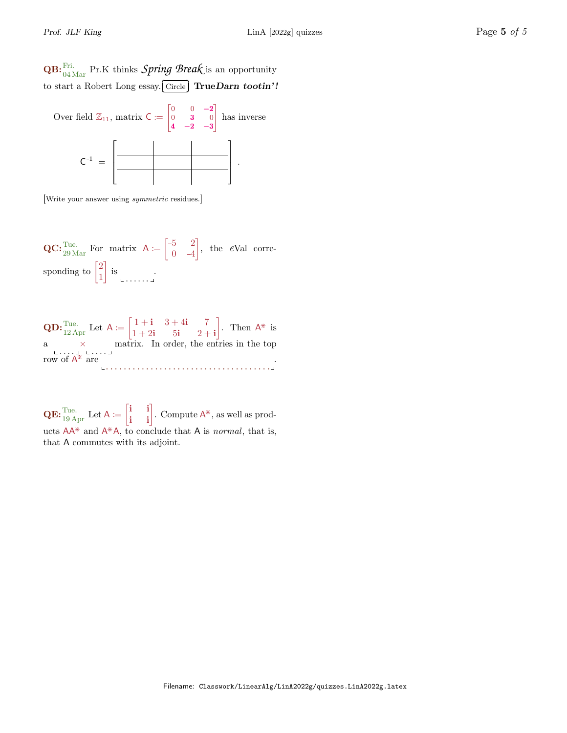**QB:** Fri. 04 Mar Pr.K thinks *Spring Break* is an opportunity to start a Robert Long essay. Circle **True** ***Darn tootin'!***

Over field $\mathbb{Z}_{11}$, matrix $\mathsf{C} := \begin{bmatrix} 0 & 0 & \mathbf{-2} \\ 0 & \mathbf{3} & 0 \\ \mathbf{4} & \mathbf{-2} & \mathbf{-3} \end{bmatrix}$ has inverse

$$\mathsf{C}^{-1} = \begin{bmatrix} \phantom{xx} & \phantom{xx} & \phantom{xx} \\ \phantom{xx} & \phantom{xx} & \phantom{xx} \\ \phantom{xx} & \phantom{xx} & \phantom{xx} \end{bmatrix}.$$

[Write your answer using *symmetric* residues.]

**QC:** Tue. 29 Mar For matrix $\mathsf{A} := \begin{bmatrix} -5 & 2 \\ 0 & -4 \end{bmatrix}$, the *e*Val corresponding to $\begin{bmatrix} 2 \\ 1 \end{bmatrix}$ is ______.

**QD:** Tue. 12 Apr Let $\mathsf{A} := \begin{bmatrix} 1+\mathbf{i} & 3+4\mathbf{i} & 7 \\ 1+2\mathbf{i} & 5\mathbf{i} & 2+\mathbf{i} \end{bmatrix}$. Then $\mathsf{A}^*$ is a ____ $\times$ ____ matrix. In order, the entries in the top row of $\mathsf{A}^*$ are ______________________________.

**QE:** Tue. 19 Apr Let $\mathsf{A} := \begin{bmatrix} \mathbf{i} & \mathbf{i} \\ \mathbf{i} & -\mathbf{i} \end{bmatrix}$. Compute $\mathsf{A}^*$, as well as products $\mathsf{A}\mathsf{A}^*$ and $\mathsf{A}^*\mathsf{A}$, to conclude that $\mathsf{A}$ is *normal*, that is, that $\mathsf{A}$ commutes with its adjoint.

Filename: Classwork/LinearAlg/LinA2022g/quizzes.LinA2022g.latex